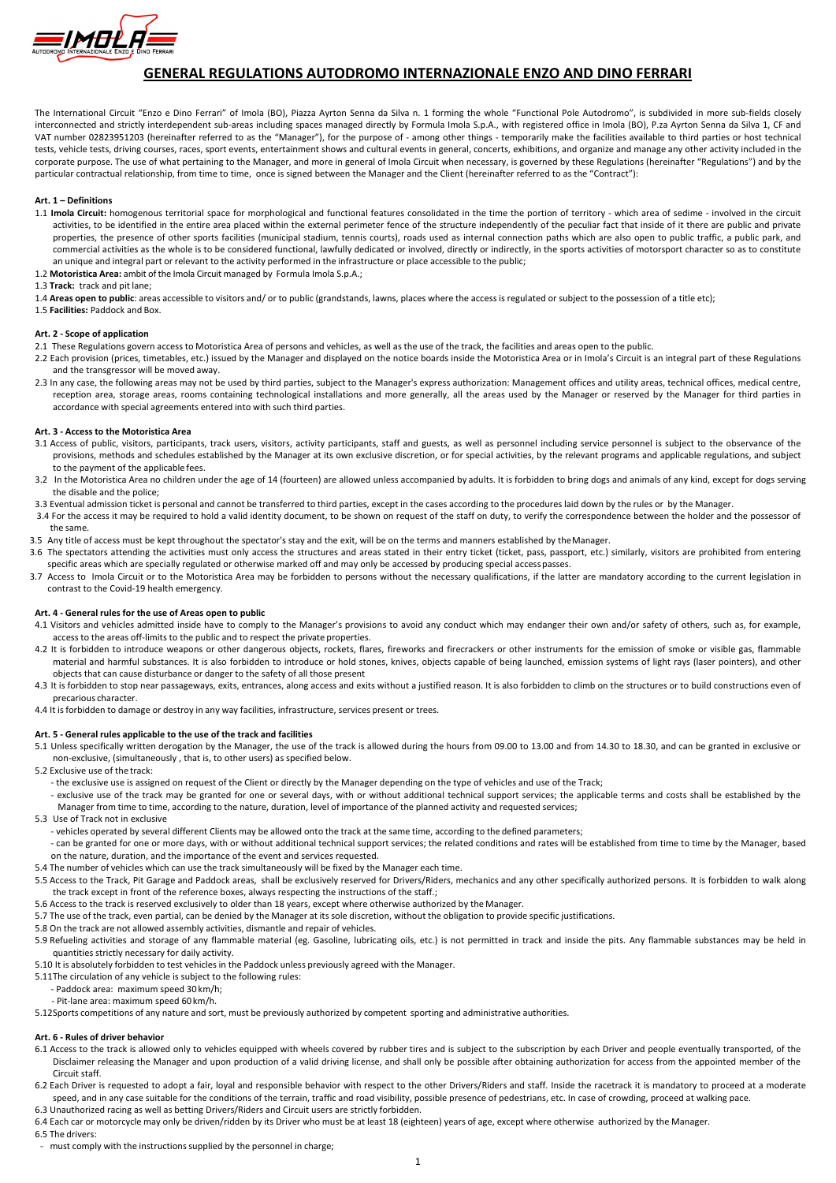# GENERAL REGULATIONS AUTODROMO INTERNAZIONALE ENZO AND DINO FERRARI

The International Circuit "Enzo e Dino Ferrari" of Imola (BO), Piazza Ayrton Senna da Silva n. 1 forming the whole "Functional Pole Autodromo", is subdivided in more sub-fields closely interconnected and strictly interdependent sub-areas including spaces managed directly by Formula Imola S.p.A., with registered office in Imola (BO), P.za Ayrton Senna da Silva 1, CF and VAT number 02823951203 (hereinafter referred to as the "Manager"), for the purpose of - among other things - temporarily make the facilities available to third parties or host technical tests, vehicle tests, driving courses, races, sport events, entertainment shows and cultural events in general, concerts, exhibitions, and organize and manage any other activity included in the corporate purpose. The use of what pertaining to the Manager, and more in general of Imola Circuit when necessary, is governed by these Regulations (hereinafter "Regulations") and by the particular contractual relationship, from time to time, once is signed between the Manager and the Client (hereinafter referred to as the "Contract"):

### Art. 1 – Definitions

1.1 **Imola Circuit:** homogenous territorial space for morphological and functional features consolidated in the time the portion of territory - which area of sedime - involved in the circuit activities, to be identified in the entire area placed within the external perimeter fence of the structure independently of the peculiar fact that inside of it there are public and private properties, the presence of other sports facilities (municipal stadium, tennis courts), roads used as internal connection paths which are also open to public traffic, a public park, and commercial activities as the whole is to be considered functional, lawfully dedicated or involved, directly or indirectly, in the sports activities of motorsport character so as to constitute an unique and integral part or relevant to the activity performed in the infrastructure or place accessible to the public;

1.2 **Motoristica Area:** ambit of the Imola Circuit managed by Formula Imola S.p.A.;

1.3 **Track:** track and pit lane;

1.4 **Areas open to public**: areas accessible to visitors and/ or to public (grandstands, lawns, places where the access is regulated or subject to the possession of a title etc);

1.5 **Facilities:** Paddock and Box.

### Art. 2 - Scope of application

2.1 These Regulations govern access to Motoristica Area of persons and vehicles, as well as the use of the track, the facilities and areas open to the public.

2.2 Each provision (prices, timetables, etc.) issued by the Manager and displayed on the notice boards inside the Motoristica Area or in Imola's Circuit is an integral part of these Regulations and the transgressor will be moved away.

2.3 In any case, the following areas may not be used by third parties, subject to the Manager's express authorization: Management offices and utility areas, technical offices, medical centre, reception area, storage areas, rooms containing technological installations and more generally, all the areas used by the Manager or reserved by the Manager for third parties in accordance with special agreements entered into with such third parties.

### Art. 3 - Access to the Motoristica Area

3.1 Access of public, visitors, participants, track users, visitors, activity participants, staff and guests, as well as personnel including service personnel is subject to the observance of the provisions, methods and schedules established by the Manager at its own exclusive discretion, or for special activities, by the relevant programs and applicable regulations, and subject to the payment of the applicable fees.

3.2 In the Motoristica Area no children under the age of 14 (fourteen) are allowed unless accompanied by adults. It is forbidden to bring dogs and animals of any kind, except for dogs serving the disable and the police;

3.3 Eventual admission ticket is personal and cannot be transferred to third parties, except in the cases according to the procedures laid down by the rules or by the Manager.

3.4 For the access it may be required to hold a valid identity document, to be shown on request of the staff on duty, to verify the correspondence between the holder and the possessor of the same.

3.5 Any title of access must be kept throughout the spectator's stay and the exit, will be on the terms and manners established by the Manager.

3.6 The spectators attending the activities must only access the structures and areas stated in their entry ticket (ticket, pass, passport, etc.) similarly, visitors are prohibited from entering specific areas which are specially regulated or otherwise marked off and may only be accessed by producing special access passes.

3.7 Access to Imola Circuit or to the Motoristica Area may be forbidden to persons without the necessary qualifications, if the latter are mandatory according to the current legislation in contrast to the Covid-19 health emergency.

### Art. 4 - General rules for the use of Areas open to public

4.1 Visitors and vehicles admitted inside have to comply to the Manager's provisions to avoid any conduct which may endanger their own and/or safety of others, such as, for example, access to the areas off-limits to the public and to respect the private properties.

4.2 It is forbidden to introduce weapons or other dangerous objects, rockets, flares, fireworks and firecrackers or other instruments for the emission of smoke or visible gas, flammable material and harmful substances. It is also forbidden to introduce or hold stones, knives, objects capable of being launched, emission systems of light rays (laser pointers), and other objects that can cause disturbance or danger to the safety of all those present

4.3 It is forbidden to stop near passageways, exits, entrances, along access and exits without a justified reason. It is also forbidden to climb on the structures or to build constructions even of precarious character.

4.4 It is forbidden to damage or destroy in any way facilities, infrastructure, services present or trees.

### Art. 5 - General rules applicable to the use of the track and facilities

5.1 Unless specifically written derogation by the Manager, the use of the track is allowed during the hours from 09.00 to 13.00 and from 14.30 to 18.30, and can be granted in exclusive or non-exclusive, (simultaneously , that is, to other users) as specified below.

5.2 Exclusive use of the track:

- the exclusive use is assigned on request of the Client or directly by the Manager depending on the type of vehicles and use of the Track;
- exclusive use of the track may be granted for one or several days, with or without additional technical support services; the applicable terms and costs shall be established by the Manager from time to time, according to the nature, duration, level of importance of the planned activity and requested services;

5.3 Use of Track not in exclusive

- vehicles operated by several different Clients may be allowed onto the track at the same time, according to the defined parameters;
- can be granted for one or more days, with or without additional technical support services; the related conditions and rates will be established from time to time by the Manager, based on the nature, duration, and the importance of the event and services requested.

5.4 The number of vehicles which can use the track simultaneously will be fixed by the Manager each time.

5.5 Access to the Track, Pit Garage and Paddock areas, shall be exclusively reserved for Drivers/Riders, mechanics and any other specifically authorized persons. It is forbidden to walk along the track except in front of the reference boxes, always respecting the instructions of the staff.;

5.6 Access to the track is reserved exclusively to older than 18 years, except where otherwise authorized by the Manager.

5.7 The use of the track, even partial, can be denied by the Manager at its sole discretion, without the obligation to provide specific justifications.

5.8 On the track are not allowed assembly activities, dismantle and repair of vehicles.

5.9 Refueling activities and storage of any flammable material (eg. Gasoline, lubricating oils, etc.) is not permitted in track and inside the pits. Any flammable substances may be held in quantities strictly necessary for daily activity.

5.10 It is absolutely forbidden to test vehicles in the Paddock unless previously agreed with the Manager.

5.11 The circulation of any vehicle is subject to the following rules:

- Paddock area: maximum speed 30 km/h;
- Pit-lane area: maximum speed 60 km/h.

5.12 Sports competitions of any nature and sort, must be previously authorized by competent sporting and administrative authorities.

### Art. 6 - Rules of driver behavior

6.1 Access to the track is allowed only to vehicles equipped with wheels covered by rubber tires and is subject to the subscription by each Driver and people eventually transported, of the Disclaimer releasing the Manager and upon production of a valid driving license, and shall only be possible after obtaining authorization for access from the appointed member of the Circuit staff.

6.2 Each Driver is requested to adopt a fair, loyal and responsible behavior with respect to the other Drivers/Riders and staff. Inside the racetrack it is mandatory to proceed at a moderate speed, and in any case suitable for the conditions of the terrain, traffic and road visibility, possible presence of pedestrians, etc. In case of crowding, proceed at walking pace.

6.3 Unauthorized racing as well as betting Drivers/Riders and Circuit users are strictly forbidden.

6.4 Each car or motorcycle may only be driven/ridden by its Driver who must be at least 18 (eighteen) years of age, except where otherwise authorized by the Manager.

6.5 The drivers:

- must comply with the instructions supplied by the personnel in charge;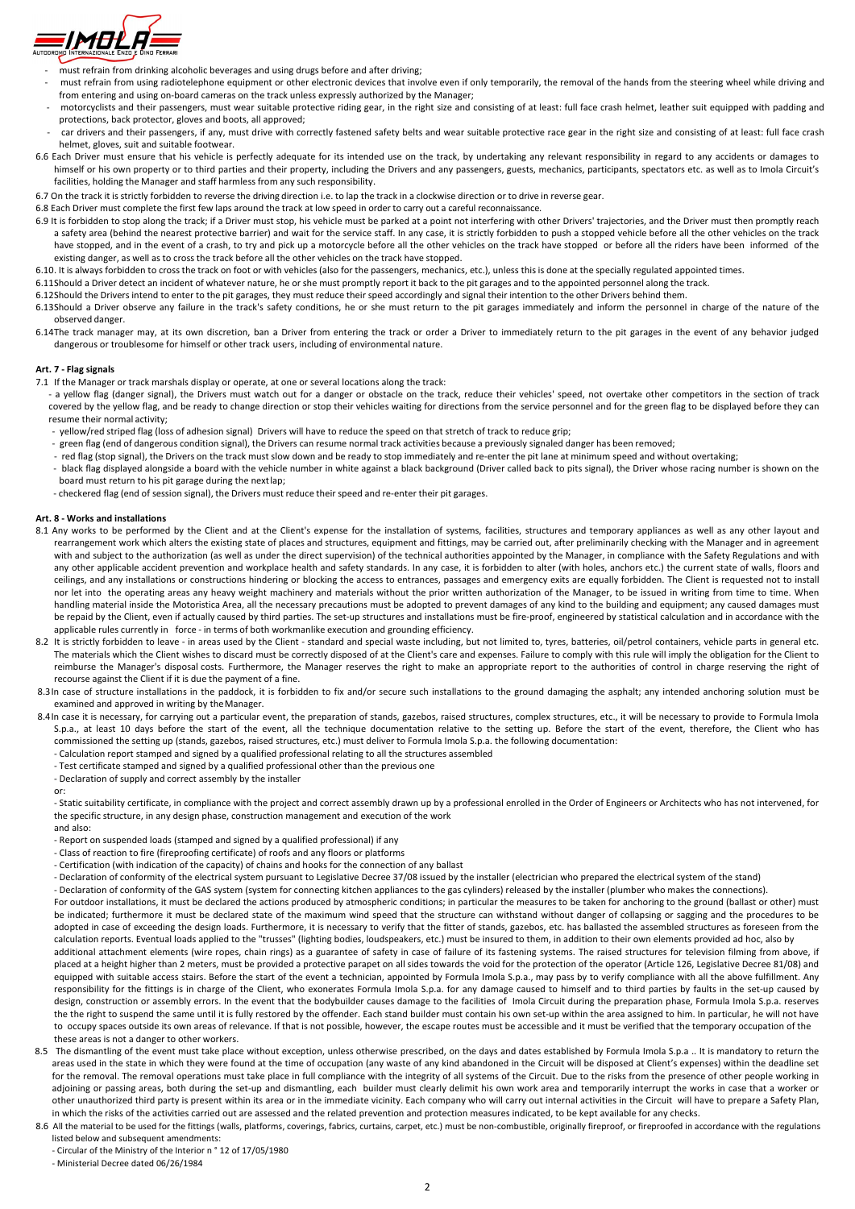- must refrain from drinking alcoholic beverages and using drugs before and after driving;
- must refrain from using radiotelephone equipment or other electronic devices that involve even if only temporarily, the removal of the hands from the steering wheel while driving and from entering and using on-board cameras on the track unless expressly authorized by the Manager;
- motorcyclists and their passengers, must wear suitable protective riding gear, in the right size and consisting of at least: full face crash helmet, leather suit equipped with padding and protections, back protector, gloves and boots, all approved;
- car drivers and their passengers, if any, must drive with correctly fastened safety belts and wear suitable protective race gear in the right size and consisting of at least: full face crash helmet, gloves, suit and suitable footwear.

6.6 Each Driver must ensure that his vehicle is perfectly adequate for its intended use on the track, by undertaking any relevant responsibility in regard to any accidents or damages to himself or his own property or to third parties and their property, including the Drivers and any passengers, guests, mechanics, participants, spectators etc. as well as to Imola Circuit's facilities, holding the Manager and staff harmless from any such responsibility.

6.7 On the track it is strictly forbidden to reverse the driving direction i.e. to lap the track in a clockwise direction or to drive in reverse gear.

6.8 Each Driver must complete the first few laps around the track at low speed in order to carry out a careful reconnaissance.

6.9 It is forbidden to stop along the track; if a Driver must stop, his vehicle must be parked at a point not interfering with other Drivers' trajectories, and the Driver must then promptly reach a safety area (behind the nearest protective barrier) and wait for the service staff. In any case, it is strictly forbidden to push a stopped vehicle before all the other vehicles on the track have stopped, and in the event of a crash, to try and pick up a motorcycle before all the other vehicles on the track have stopped or before all the riders have been informed of the existing danger, as well as to cross the track before all the other vehicles on the track have stopped.

6.10. It is always forbidden to cross the track on foot or with vehicles (also for the passengers, mechanics, etc.), unless this is done at the specially regulated appointed times.

6.11 Should a Driver detect an incident of whatever nature, he or she must promptly report it back to the pit garages and to the appointed personnel along the track.

6.12 Should the Drivers intend to enter to the pit garages, they must reduce their speed accordingly and signal their intention to the other Drivers behind them.

6.13 Should a Driver observe any failure in the track's safety conditions, he or she must return to the pit garages immediately and inform the personnel in charge of the nature of the observed danger.

6.14 The track manager may, at its own discretion, ban a Driver from entering the track or order a Driver to immediately return to the pit garages in the event of any behavior judged dangerous or troublesome for himself or other track users, including of environmental nature.

**Art. 7 - Flag signals**

7.1 If the Manager or track marshals display or operate, at one or several locations along the track:

- a yellow flag (danger signal), the Drivers must watch out for a danger or obstacle on the track, reduce their vehicles' speed, not overtake other competitors in the section of track covered by the yellow flag, and be ready to change direction or stop their vehicles waiting for directions from the service personnel and for the green flag to be displayed before they can resume their normal activity;
- yellow/red striped flag (loss of adhesion signal) Drivers will have to reduce the speed on that stretch of track to reduce grip;
- green flag (end of dangerous condition signal), the Drivers can resume normal track activities because a previously signaled danger has been removed;
- red flag (stop signal), the Drivers on the track must slow down and be ready to stop immediately and re-enter the pit lane at minimum speed and without overtaking;
- black flag displayed alongside a board with the vehicle number in white against a black background (Driver called back to pits signal), the Driver whose racing number is shown on the board must return to his pit garage during the next lap;
- checkered flag (end of session signal), the Drivers must reduce their speed and re-enter their pit garages.

**Art. 8 - Works and installations**

8.1 Any works to be performed by the Client and at the Client's expense for the installation of systems, facilities, structures and temporary appliances as well as any other layout and rearrangement work which alters the existing state of places and structures, equipment and fittings, may be carried out, after preliminarily checking with the Manager and in agreement with and subject to the authorization (as well as under the direct supervision) of the technical authorities appointed by the Manager, in compliance with the Safety Regulations and with any other applicable accident prevention and workplace health and safety standards. In any case, it is forbidden to alter (with holes, anchors etc.) the current state of walls, floors and ceilings, and any installations or constructions hindering or blocking the access to entrances, passages and emergency exits are equally forbidden. The Client is requested not to install nor let into the operating areas any heavy weight machinery and materials without the prior written authorization of the Manager, to be issued in writing from time to time. When handling material inside the Motoristica Area, all the necessary precautions must be adopted to prevent damages of any kind to the building and equipment; any caused damages must be repaid by the Client, even if actually caused by third parties. The set-up structures and installations must be fire-proof, engineered by statistical calculation and in accordance with the applicable rules currently in force - in terms of both workmanlike execution and grounding efficiency.

8.2 It is strictly forbidden to leave - in areas used by the Client - standard and special waste including, but not limited to, tyres, batteries, oil/petrol containers, vehicle parts in general etc. The materials which the Client wishes to discard must be correctly disposed of at the Client's care and expenses. Failure to comply with this rule will imply the obligation for the Client to reimburse the Manager's disposal costs. Furthermore, the Manager reserves the right to make an appropriate report to the authorities of control in charge reserving the right of recourse against the Client if it is due the payment of a fine.

8.3 In case of structure installations in the paddock, it is forbidden to fix and/or secure such installations to the ground damaging the asphalt; any intended anchoring solution must be examined and approved in writing by the Manager.

8.4 In case it is necessary, for carrying out a particular event, the preparation of stands, gazebos, raised structures, complex structures, etc., it will be necessary to provide to Formula Imola S.p.a., at least 10 days before the start of the event, all the technique documentation relative to the setting up. Before the start of the event, therefore, the Client who has commissioned the setting up (stands, gazebos, raised structures, etc.) must deliver to Formula Imola S.p.a. the following documentation:

- Calculation report stamped and signed by a qualified professional relating to all the structures assembled
- Test certificate stamped and signed by a qualified professional other than the previous one
- Declaration of supply and correct assembly by the installer

or:

- Static suitability certificate, in compliance with the project and correct assembly drawn up by a professional enrolled in the Order of Engineers or Architects who has not intervened, for the specific structure, in any design phase, construction management and execution of the work

and also:

- Report on suspended loads (stamped and signed by a qualified professional) if any
- Class of reaction to fire (fireproofing certificate) of roofs and any floors or platforms
- Certification (with indication of the capacity) of chains and hooks for the connection of any ballast
- Declaration of conformity of the electrical system pursuant to Legislative Decree 37/08 issued by the installer (electrician who prepared the electrical system of the stand)
- Declaration of conformity of the GAS system (system for connecting kitchen appliances to the gas cylinders) released by the installer (plumber who makes the connections).

For outdoor installations, it must be declared the actions produced by atmospheric conditions; in particular the measures to be taken for anchoring to the ground (ballast or other) must be indicated; furthermore it must be declared state of the maximum wind speed that the structure can withstand without danger of collapsing or sagging and the procedures to be adopted in case of exceeding the design loads. Furthermore, it is necessary to verify that the fitter of stands, gazebos, etc. has ballasted the assembled structures as foreseen from the calculation reports. Eventual loads applied to the "trusses" (lighting bodies, loudspeakers, etc.) must be insured to them, in addition to their own elements provided ad hoc, also by additional attachment elements (wire ropes, chain rings) as a guarantee of safety in case of failure of its fastening systems. The raised structures for television filming from above, if placed at a height higher than 2 meters, must be provided a protective parapet on all sides towards the void for the protection of the operator (Article 126, Legislative Decree 81/08) and equipped with suitable access stairs. Before the start of the event a technician, appointed by Formula Imola S.p.a., may pass by to verify compliance with all the above fulfillment. Any responsibility for the fittings is in charge of the Client, who exonerates Formula Imola S.p.a. for any damage caused to himself and to third parties by faults in the set-up caused by design, construction or assembly errors. In the event that the bodybuilder causes damage to the facilities of Imola Circuit during the preparation phase, Formula Imola S.p.a. reserves the the right to suspend the same until it is fully restored by the offender. Each stand builder must contain his own set-up within the area assigned to him. In particular, he will not have to occupy spaces outside its own areas of relevance. If that is not possible, however, the escape routes must be accessible and it must be verified that the temporary occupation of the these areas is not a danger to other workers.

8.5 The dismantling of the event must take place without exception, unless otherwise prescribed, on the days and dates established by Formula Imola S.p.a .. It is mandatory to return the areas used in the state in which they were found at the time of occupation (any waste of any kind abandoned in the Circuit will be disposed at Client's expenses) within the deadline set for the removal. The removal operations must take place in full compliance with the integrity of all systems of the Circuit. Due to the risks from the presence of other people working in adjoining or passing areas, both during the set-up and dismantling, each builder must clearly delimit his own work area and temporarily interrupt the works in case that a worker or other unauthorized third party is present within its area or in the immediate vicinity. Each company who will carry out internal activities in the Circuit will have to prepare a Safety Plan, in which the risks of the activities carried out are assessed and the related prevention and protection measures indicated, to be kept available for any checks.

8.6 All the material to be used for the fittings (walls, platforms, coverings, fabrics, curtains, carpet, etc.) must be non-combustible, originally fireproof, or fireproofed in accordance with the regulations listed below and subsequent amendments:

- Circular of the Ministry of the Interior n ° 12 of 17/05/1980
- Ministerial Decree dated 06/26/1984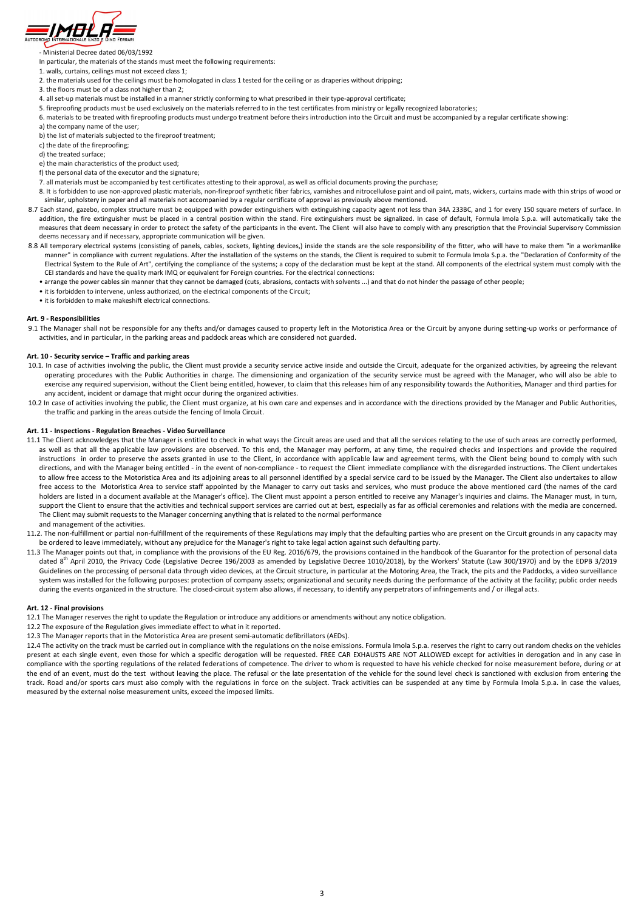- Ministerial Decree dated 06/03/1992

In particular, the materials of the stands must meet the following requirements:

1. walls, curtains, ceilings must not exceed class 1;
2. the materials used for the ceilings must be homologated in class 1 tested for the ceiling or as draperies without dripping;
3. the floors must be of a class not higher than 2;
4. all set-up materials must be installed in a manner strictly conforming to what prescribed in their type-approval certificate;
5. fireproofing products must be used exclusively on the materials referred to in the test certificates from ministry or legally recognized laboratories;
6. materials to be treated with fireproofing products must undergo treatment before theirs introduction into the Circuit and must be accompanied by a regular certificate showing:

a) the company name of the user;

b) the list of materials subjected to the fireproof treatment;

c) the date of the fireproofing;

d) the treated surface;

e) the main characteristics of the product used;

f) the personal data of the executor and the signature;

7. all materials must be accompanied by test certificates attesting to their approval, as well as official documents proving the purchase;
8. It is forbidden to use non-approved plastic materials, non-fireproof synthetic fiber fabrics, varnishes and nitrocellulose paint and oil paint, mats, wickers, curtains made with thin strips of wood or similar, upholstery in paper and all materials not accompanied by a regular certificate of approval as previously above mentioned.

8.7 Each stand, gazebo, complex structure must be equipped with powder extinguishers with extinguishing capacity agent not less than 34A 233BC, and 1 for every 150 square meters of surface. In addition, the fire extinguisher must be placed in a central position within the stand. Fire extinguishers must be signalized. In case of default, Formula Imola S.p.a. will automatically take the measures that deem necessary in order to protect the safety of the participants in the event. The Client will also have to comply with any prescription that the Provincial Supervisory Commission deems necessary and if necessary, appropriate communication will be given.

8.8 All temporary electrical systems (consisting of panels, cables, sockets, lighting devices,) inside the stands are the sole responsibility of the fitter, who will have to make them "in a workmanlike manner" in compliance with current regulations. After the installation of the systems on the stands, the Client is required to submit to Formula Imola S.p.a. the "Declaration of Conformity of the Electrical System to the Rule of Art", certifying the compliance of the systems; a copy of the declaration must be kept at the stand. All components of the electrical system must comply with the CEI standards and have the quality mark IMQ or equivalent for Foreign countries. For the electrical connections:

- arrange the power cables sin manner that they cannot be damaged (cuts, abrasions, contacts with solvents ...) and that do not hinder the passage of other people;
- it is forbidden to intervene, unless authorized, on the electrical components of the Circuit;
- it is forbidden to make makeshift electrical connections.

**Art. 9 - Responsibilities**

9.1 The Manager shall not be responsible for any thefts and/or damages caused to property left in the Motoristica Area or the Circuit by anyone during setting-up works or performance of activities, and in particular, in the parking areas and paddock areas which are considered not guarded.

**Art. 10 - Security service – Traffic and parking areas**

10.1. In case of activities involving the public, the Client must provide a security service active inside and outside the Circuit, adequate for the organized activities, by agreeing the relevant operating procedures with the Public Authorities in charge. The dimensioning and organization of the security service must be agreed with the Manager, who will also be able to exercise any required supervision, without the Client being entitled, however, to claim that this releases him of any responsibility towards the Authorities, Manager and third parties for any accident, incident or damage that might occur during the organized activities.

10.2 In case of activities involving the public, the Client must organize, at his own care and expenses and in accordance with the directions provided by the Manager and Public Authorities, the traffic and parking in the areas outside the fencing of Imola Circuit.

**Art. 11 - Inspections - Regulation Breaches - Video Surveillance**

11.1 The Client acknowledges that the Manager is entitled to check in what ways the Circuit areas are used and that all the services relating to the use of such areas are correctly performed, as well as that all the applicable law provisions are observed. To this end, the Manager may perform, at any time, the required checks and inspections and provide the required instructions in order to preserve the assets granted in use to the Client, in accordance with applicable law and agreement terms, with the Client being bound to comply with such directions, and with the Manager being entitled - in the event of non-compliance - to request the Client immediate compliance with the disregarded instructions. The Client undertakes to allow free access to the Motoristica Area and its adjoining areas to all personnel identified by a special service card to be issued by the Manager. The Client also undertakes to allow free access to the Motoristica Area to service staff appointed by the Manager to carry out tasks and services, who must produce the above mentioned card (the names of the card holders are listed in a document available at the Manager's office). The Client must appoint a person entitled to receive any Manager's inquiries and claims. The Manager must, in turn, support the Client to ensure that the activities and technical support services are carried out at best, especially as far as official ceremonies and relations with the media are concerned. The Client may submit requests to the Manager concerning anything that is related to the normal performance and management of the activities.

11.2. The non-fulfillment or partial non-fulfillment of the requirements of these Regulations may imply that the defaulting parties who are present on the Circuit grounds in any capacity may be ordered to leave immediately, without any prejudice for the Manager's right to take legal action against such defaulting party.

11.3 The Manager points out that, in compliance with the provisions of the EU Reg. 2016/679, the provisions contained in the handbook of the Guarantor for the protection of personal data dated 8th April 2010, the Privacy Code (Legislative Decree 196/2003 as amended by Legislative Decree 1010/2018), by the Workers' Statute (Law 300/1970) and by the EDPB 3/2019 Guidelines on the processing of personal data through video devices, at the Circuit structure, in particular at the Motoring Area, the Track, the pits and the Paddocks, a video surveillance system was installed for the following purposes: protection of company assets; organizational and security needs during the performance of the activity at the facility; public order needs during the events organized in the structure. The closed-circuit system also allows, if necessary, to identify any perpetrators of infringements and / or illegal acts.

**Art. 12 - Final provisions**

12.1 The Manager reserves the right to update the Regulation or introduce any additions or amendments without any notice obligation.

12.2 The exposure of the Regulation gives immediate effect to what in it reported.

12.3 The Manager reports that in the Motoristica Area are present semi-automatic defibrillators (AEDs).

12.4 The activity on the track must be carried out in compliance with the regulations on the noise emissions. Formula Imola S.p.a. reserves the right to carry out random checks on the vehicles present at each single event, even those for which a specific derogation will be requested. FREE CAR EXHAUSTS ARE NOT ALLOWED except for activities in derogation and in any case in compliance with the sporting regulations of the related federations of competence. The driver to whom is requested to have his vehicle checked for noise measurement before, during or at the end of an event, must do the test without leaving the place. The refusal or the late presentation of the vehicle for the sound level check is sanctioned with exclusion from entering the track. Road and/or sports cars must also comply with the regulations in force on the subject. Track activities can be suspended at any time by Formula Imola S.p.a. in case the values, measured by the external noise measurement units, exceed the imposed limits.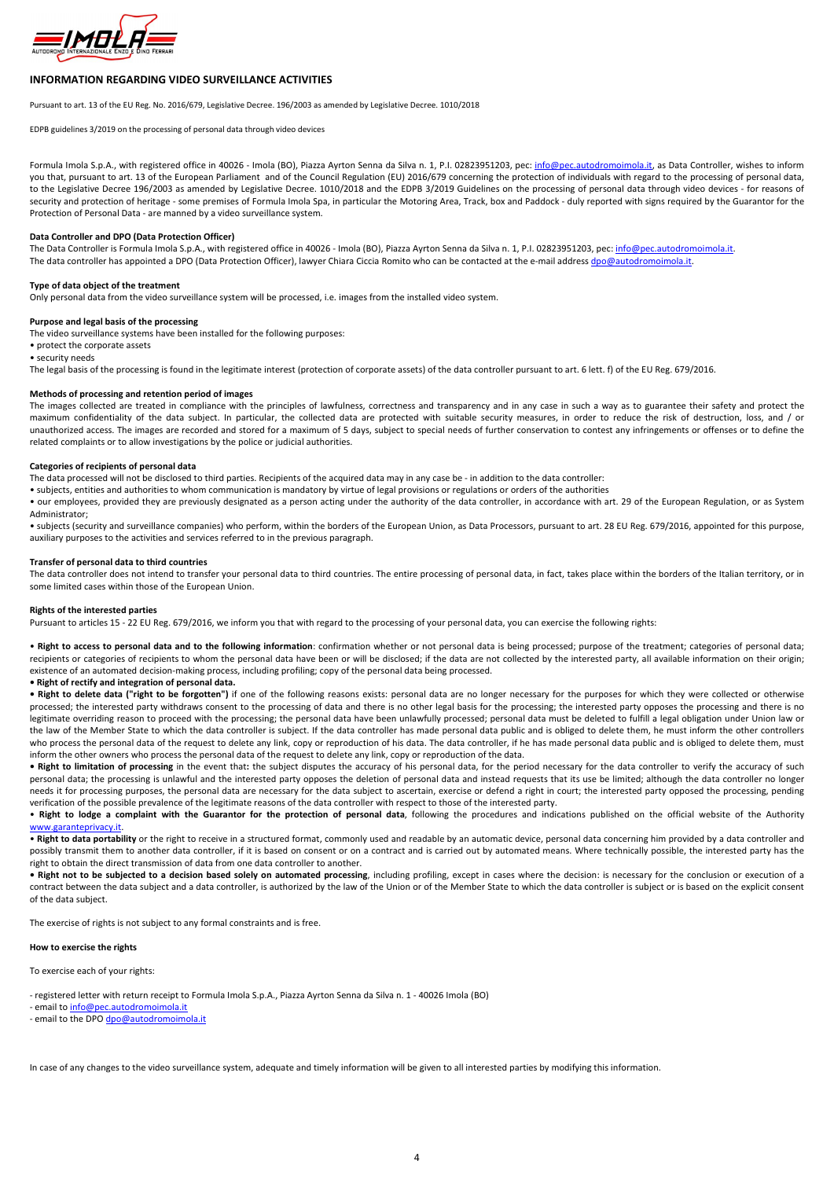## INFORMATION REGARDING VIDEO SURVEILLANCE ACTIVITIES

Pursuant to art. 13 of the EU Reg. No. 2016/679, Legislative Decree. 196/2003 as amended by Legislative Decree. 1010/2018

EDPB guidelines 3/2019 on the processing of personal data through video devices

Formula Imola S.p.A., with registered office in 40026 - Imola (BO), Piazza Ayrton Senna da Silva n. 1, P.I. 02823951203, pec: info@pec.autodromoimola.it, as Data Controller, wishes to inform you that, pursuant to art. 13 of the European Parliament and of the Council Regulation (EU) 2016/679 concerning the protection of individuals with regard to the processing of personal data, to the Legislative Decree 196/2003 as amended by Legislative Decree. 1010/2018 and the EDPB 3/2019 Guidelines on the processing of personal data through video devices - for reasons of security and protection of heritage - some premises of Formula Imola Spa, in particular the Motoring Area, Track, box and Paddock - duly reported with signs required by the Guarantor for the Protection of Personal Data - are manned by a video surveillance system.

### Data Controller and DPO (Data Protection Officer)

The Data Controller is Formula Imola S.p.A., with registered office in 40026 - Imola (BO), Piazza Ayrton Senna da Silva n. 1, P.I. 02823951203, pec: info@pec.autodromoimola.it.
The data controller has appointed a DPO (Data Protection Officer), lawyer Chiara Ciccia Romito who can be contacted at the e-mail address dpo@autodromoimola.it.

### Type of data object of the treatment

Only personal data from the video surveillance system will be processed, i.e. images from the installed video system.

### Purpose and legal basis of the processing

The video surveillance systems have been installed for the following purposes:

- protect the corporate assets
- security needs

The legal basis of the processing is found in the legitimate interest (protection of corporate assets) of the data controller pursuant to art. 6 lett. f) of the EU Reg. 679/2016.

### Methods of processing and retention period of images

The images collected are treated in compliance with the principles of lawfulness, correctness and transparency and in any case in such a way as to guarantee their safety and protect the maximum confidentiality of the data subject. In particular, the collected data are protected with suitable security measures, in order to reduce the risk of destruction, loss, and / or unauthorized access. The images are recorded and stored for a maximum of 5 days, subject to special needs of further conservation to contest any infringements or offenses or to define the related complaints or to allow investigations by the police or judicial authorities.

### Categories of recipients of personal data

The data processed will not be disclosed to third parties. Recipients of the acquired data may in any case be - in addition to the data controller:

- subjects, entities and authorities to whom communication is mandatory by virtue of legal provisions or regulations or orders of the authorities
- our employees, provided they are previously designated as a person acting under the authority of the data controller, in accordance with art. 29 of the European Regulation, or as System Administrator;
- subjects (security and surveillance companies) who perform, within the borders of the European Union, as Data Processors, pursuant to art. 28 EU Reg. 679/2016, appointed for this purpose, auxiliary purposes to the activities and services referred to in the previous paragraph.

### Transfer of personal data to third countries

The data controller does not intend to transfer your personal data to third countries. The entire processing of personal data, in fact, takes place within the borders of the Italian territory, or in some limited cases within those of the European Union.

### Rights of the interested parties

Pursuant to articles 15 - 22 EU Reg. 679/2016, we inform you that with regard to the processing of your personal data, you can exercise the following rights:

- **Right to access to personal data and to the following information**: confirmation whether or not personal data is being processed; purpose of the treatment; categories of personal data; recipients or categories of recipients to whom the personal data have been or will be disclosed; if the data are not collected by the interested party, all available information on their origin; existence of an automated decision-making process, including profiling; copy of the personal data being processed.
- **Right of rectify and integration of personal data.**
- **Right to delete data ("right to be forgotten")** if one of the following reasons exists: personal data are no longer necessary for the purposes for which they were collected or otherwise processed; the interested party withdraws consent to the processing of data and there is no other legal basis for the processing; the interested party opposes the processing and there is no legitimate overriding reason to proceed with the processing; the personal data have been unlawfully processed; personal data must be deleted to fulfill a legal obligation under Union law or the law of the Member State to which the data controller is subject. If the data controller has made personal data public and is obliged to delete them, he must inform the other controllers who process the personal data of the request to delete any link, copy or reproduction of his data. The data controller, if he has made personal data public and is obliged to delete them, must inform the other owners who process the personal data of the request to delete any link, copy or reproduction of the data.
- **Right to limitation of processing** in the event that**:** the subject disputes the accuracy of his personal data, for the period necessary for the data controller to verify the accuracy of such personal data; the processing is unlawful and the interested party opposes the deletion of personal data and instead requests that its use be limited; although the data controller no longer needs it for processing purposes, the personal data are necessary for the data subject to ascertain, exercise or defend a right in court; the interested party opposed the processing, pending verification of the possible prevalence of the legitimate reasons of the data controller with respect to those of the interested party.
- **Right to lodge a complaint with the Guarantor for the protection of personal data**, following the procedures and indications published on the official website of the Authority www.garanteprivacy.it.
- **Right to data portability** or the right to receive in a structured format, commonly used and readable by an automatic device, personal data concerning him provided by a data controller and possibly transmit them to another data controller, if it is based on consent or on a contract and is carried out by automated means. Where technically possible, the interested party has the right to obtain the direct transmission of data from one data controller to another.
- **Right not to be subjected to a decision based solely on automated processing**, including profiling, except in cases where the decision: is necessary for the conclusion or execution of a contract between the data subject and a data controller, is authorized by the law of the Union or of the Member State to which the data controller is subject or is based on the explicit consent of the data subject.

The exercise of rights is not subject to any formal constraints and is free.

### How to exercise the rights

To exercise each of your rights:

- registered letter with return receipt to Formula Imola S.p.A., Piazza Ayrton Senna da Silva n. 1 - 40026 Imola (BO)
- email to info@pec.autodromoimola.it
- email to the DPO dpo@autodromoimola.it

In case of any changes to the video surveillance system, adequate and timely information will be given to all interested parties by modifying this information.